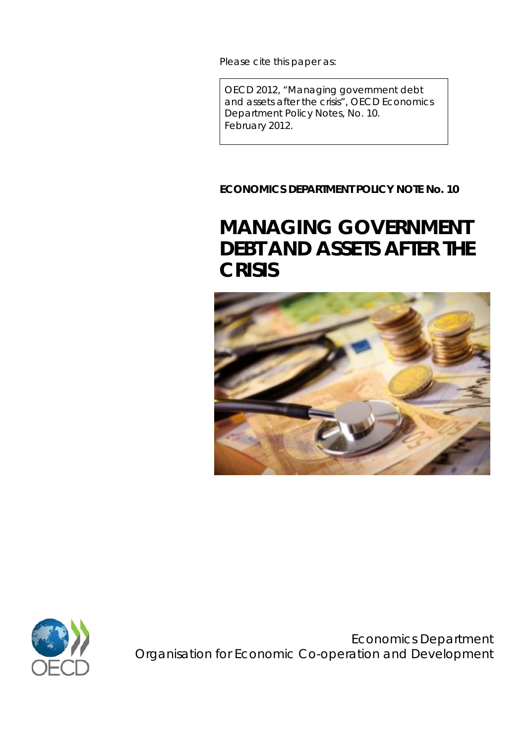Please cite this paper as:

OECD 2012, "Managing government debt and assets after the crisis", OECD Economics Department Policy Notes, No. 10. February 2012.

**ECONOMICS DEPARTMENT POLICY NOTE No. 10**

# MANAGING GOVERNMENT DEBT AND ASSETS AFTER THE CRISIS

Economics Department
Organisation for Economic Co-operation and Development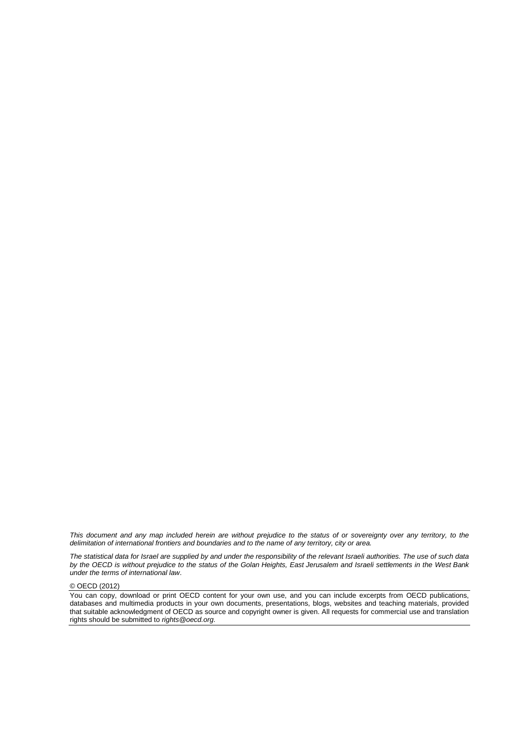*This document and any map included herein are without prejudice to the status of or sovereignty over any territory, to the delimitation of international frontiers and boundaries and to the name of any territory, city or area.*

*The statistical data for Israel are supplied by and under the responsibility of the relevant Israeli authorities. The use of such data by the OECD is without prejudice to the status of the Golan Heights, East Jerusalem and Israeli settlements in the West Bank under the terms of international law.*

© OECD (2012)

You can copy, download or print OECD content for your own use, and you can include excerpts from OECD publications, databases and multimedia products in your own documents, presentations, blogs, websites and teaching materials, provided that suitable acknowledgment of OECD as source and copyright owner is given. All requests for commercial use and translation rights should be submitted to *rights@oecd.org*.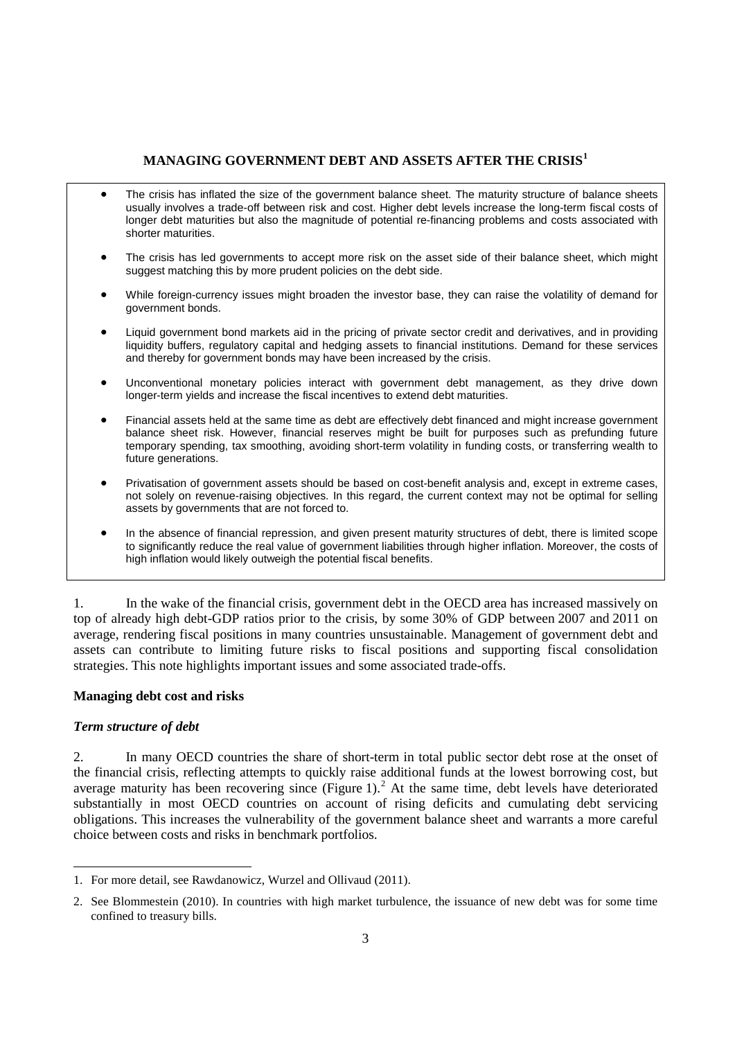# MANAGING GOVERNMENT DEBT AND ASSETS AFTER THE CRISIS[1]

- The crisis has inflated the size of the government balance sheet. The maturity structure of balance sheets usually involves a trade-off between risk and cost. Higher debt levels increase the long-term fiscal costs of longer debt maturities but also the magnitude of potential re-financing problems and costs associated with shorter maturities.
- The crisis has led governments to accept more risk on the asset side of their balance sheet, which might suggest matching this by more prudent policies on the debt side.
- While foreign-currency issues might broaden the investor base, they can raise the volatility of demand for government bonds.
- Liquid government bond markets aid in the pricing of private sector credit and derivatives, and in providing liquidity buffers, regulatory capital and hedging assets to financial institutions. Demand for these services and thereby for government bonds may have been increased by the crisis.
- Unconventional monetary policies interact with government debt management, as they drive down longer-term yields and increase the fiscal incentives to extend debt maturities.
- Financial assets held at the same time as debt are effectively debt financed and might increase government balance sheet risk. However, financial reserves might be built for purposes such as prefunding future temporary spending, tax smoothing, avoiding short-term volatility in funding costs, or transferring wealth to future generations.
- Privatisation of government assets should be based on cost-benefit analysis and, except in extreme cases, not solely on revenue-raising objectives. In this regard, the current context may not be optimal for selling assets by governments that are not forced to.
- In the absence of financial repression, and given present maturity structures of debt, there is limited scope to significantly reduce the real value of government liabilities through higher inflation. Moreover, the costs of high inflation would likely outweigh the potential fiscal benefits.

1. In the wake of the financial crisis, government debt in the OECD area has increased massively on top of already high debt-GDP ratios prior to the crisis, by some 30% of GDP between 2007 and 2011 on average, rendering fiscal positions in many countries unsustainable. Management of government debt and assets can contribute to limiting future risks to fiscal positions and supporting fiscal consolidation strategies. This note highlights important issues and some associated trade-offs.

## Managing debt cost and risks

### *Term structure of debt*

2. In many OECD countries the share of short-term in total public sector debt rose at the onset of the financial crisis, reflecting attempts to quickly raise additional funds at the lowest borrowing cost, but average maturity has been recovering since (Figure 1).[2] At the same time, debt levels have deteriorated substantially in most OECD countries on account of rising deficits and cumulating debt servicing obligations. This increases the vulnerability of the government balance sheet and warrants a more careful choice between costs and risks in benchmark portfolios.

---

1. For more detail, see Rawdanowicz, Wurzel and Ollivaud (2011).

2. See Blommestein (2010). In countries with high market turbulence, the issuance of new debt was for some time confined to treasury bills.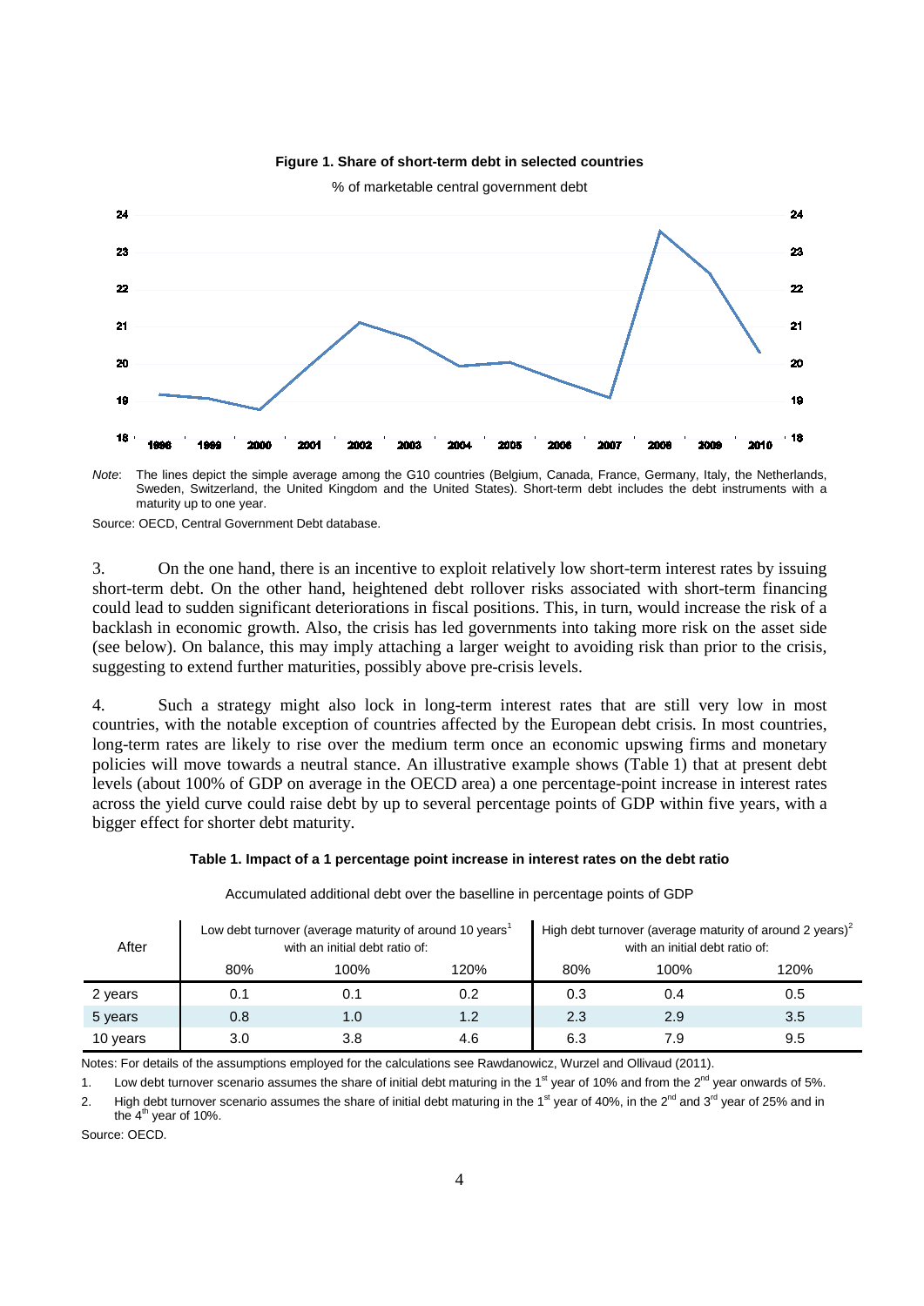**Figure 1. Share of short-term debt in selected countries**

% of marketable central government debt

*Note*: The lines depict the simple average among the G10 countries (Belgium, Canada, France, Germany, Italy, the Netherlands, Sweden, Switzerland, the United Kingdom and the United States). Short-term debt includes the debt instruments with a maturity up to one year.

Source: OECD, Central Government Debt database.

3. On the one hand, there is an incentive to exploit relatively low short-term interest rates by issuing short-term debt. On the other hand, heightened debt rollover risks associated with short-term financing could lead to sudden significant deteriorations in fiscal positions. This, in turn, would increase the risk of a backlash in economic growth. Also, the crisis has led governments into taking more risk on the asset side (see below). On balance, this may imply attaching a larger weight to avoiding risk than prior to the crisis, suggesting to extend further maturities, possibly above pre-crisis levels.

4. Such a strategy might also lock in long-term interest rates that are still very low in most countries, with the notable exception of countries affected by the European debt crisis. In most countries, long-term rates are likely to rise over the medium term once an economic upswing firms and monetary policies will move towards a neutral stance. An illustrative example shows (Table 1) that at present debt levels (about 100% of GDP on average in the OECD area) a one percentage-point increase in interest rates across the yield curve could raise debt by up to several percentage points of GDP within five years, with a bigger effect for shorter debt maturity.

**Table 1. Impact of a 1 percentage point increase in interest rates on the debt ratio**

Accumulated additional debt over the baselline in percentage points of GDP

| After | Low debt turnover (average maturity of around 10 years[1] with an initial debt ratio of: | | | High debt turnover (average maturity of around 2 years)[2] with an initial debt ratio of: | | |
|---|---|---|---|---|---|---|
| | 80% | 100% | 120% | 80% | 100% | 120% |
| 2 years | 0.1 | 0.1 | 0.2 | 0.3 | 0.4 | 0.5 |
| 5 years | 0.8 | 1.0 | 1.2 | 2.3 | 2.9 | 3.5 |
| 10 years | 3.0 | 3.8 | 4.6 | 6.3 | 7.9 | 9.5 |

Notes: For details of the assumptions employed for the calculations see Rawdanowicz, Wurzel and Ollivaud (2011).

1. Low debt turnover scenario assumes the share of initial debt maturing in the 1st year of 10% and from the 2nd year onwards of 5%.

2. High debt turnover scenario assumes the share of initial debt maturing in the 1st year of 40%, in the 2nd and 3rd year of 25% and in the 4th year of 10%.

Source: OECD.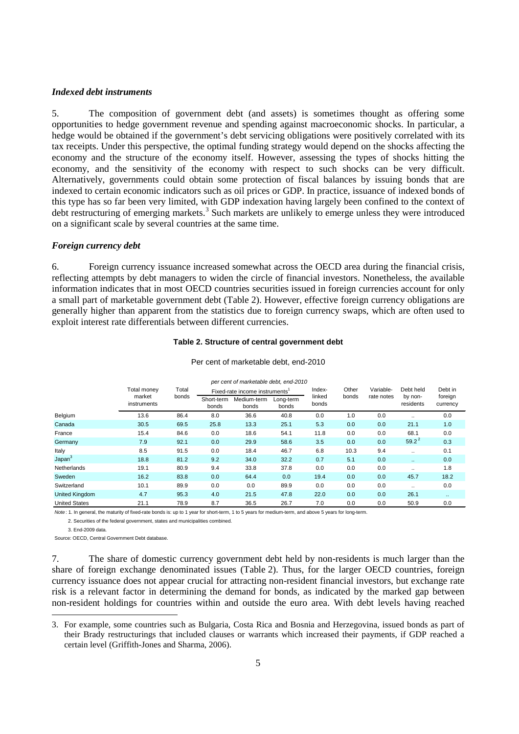### *Indexed debt instruments*

5. The composition of government debt (and assets) is sometimes thought as offering some opportunities to hedge government revenue and spending against macroeconomic shocks. In particular, a hedge would be obtained if the government's debt servicing obligations were positively correlated with its tax receipts. Under this perspective, the optimal funding strategy would depend on the shocks affecting the economy and the structure of the economy itself. However, assessing the types of shocks hitting the economy, and the sensitivity of the economy with respect to such shocks can be very difficult. Alternatively, governments could obtain some protection of fiscal balances by issuing bonds that are indexed to certain economic indicators such as oil prices or GDP. In practice, issuance of indexed bonds of this type has so far been very limited, with GDP indexation having largely been confined to the context of debt restructuring of emerging markets.[3] Such markets are unlikely to emerge unless they were introduced on a significant scale by several countries at the same time.

### *Foreign currency debt*

6. Foreign currency issuance increased somewhat across the OECD area during the financial crisis, reflecting attempts by debt managers to widen the circle of financial investors. Nonetheless, the available information indicates that in most OECD countries securities issued in foreign currencies account for only a small part of marketable government debt (Table 2). However, effective foreign currency obligations are generally higher than apparent from the statistics due to foreign currency swaps, which are often used to exploit interest rate differentials between different currencies.

**Table 2. Structure of central government debt**

Per cent of marketable debt, end-2010

| | Total money market instruments | Total bonds | Fixed-rate income instruments[1] | | | Index-linked bonds | Other bonds | Variable-rate notes | Debt held by non-residents | Debt in foreign currency |
|---|---|---|---|---|---|---|---|---|---|---|
| | | | Short-term bonds | Medium-term bonds | Long-term bonds | | | | | |
| Belgium | 13.6 | 86.4 | 8.0 | 36.6 | 40.8 | 0.0 | 1.0 | 0.0 | .. | 0.0 |
| Canada | 30.5 | 69.5 | 25.8 | 13.3 | 25.1 | 5.3 | 0.0 | 0.0 | 21.1 | 1.0 |
| France | 15.4 | 84.6 | 0.0 | 18.6 | 54.1 | 11.8 | 0.0 | 0.0 | 68.1 | 0.0 |
| Germany | 7.9 | 92.1 | 0.0 | 29.9 | 58.6 | 3.5 | 0.0 | 0.0 | 59.2[2] | 0.3 |
| Italy | 8.5 | 91.5 | 0.0 | 18.4 | 46.7 | 6.8 | 10.3 | 9.4 | .. | 0.1 |
| Japan[3] | 18.8 | 81.2 | 9.2 | 34.0 | 32.2 | 0.7 | 5.1 | 0.0 | .. | 0.0 |
| Netherlands | 19.1 | 80.9 | 9.4 | 33.8 | 37.8 | 0.0 | 0.0 | 0.0 | .. | 1.8 |
| Sweden | 16.2 | 83.8 | 0.0 | 64.4 | 0.0 | 19.4 | 0.0 | 0.0 | 45.7 | 18.2 |
| Switzerland | 10.1 | 89.9 | 0.0 | 0.0 | 89.9 | 0.0 | 0.0 | 0.0 | .. | 0.0 |
| United Kingdom | 4.7 | 95.3 | 4.0 | 21.5 | 47.8 | 22.0 | 0.0 | 0.0 | 26.1 | .. |
| United States | 21.1 | 78.9 | 8.7 | 36.5 | 26.7 | 7.0 | 0.0 | 0.0 | 50.9 | 0.0 |

*Note*: 1. In general, the maturity of fixed-rate bonds is: up to 1 year for short-term, 1 to 5 years for medium-term, and above 5 years for long-term.

2. Securities of the federal government, states and municipalities combined.

3. End-2009 data.

Source: OECD, Central Government Debt database.

7. The share of domestic currency government debt held by non-residents is much larger than the share of foreign exchange denominated issues (Table 2). Thus, for the larger OECD countries, foreign currency issuance does not appear crucial for attracting non-resident financial investors, but exchange rate risk is a relevant factor in determining the demand for bonds, as indicated by the marked gap between non-resident holdings for countries within and outside the euro area. With debt levels having reached

3. For example, some countries such as Bulgaria, Costa Rica and Bosnia and Herzegovina, issued bonds as part of their Brady restructurings that included clauses or warrants which increased their payments, if GDP reached a certain level (Griffith-Jones and Sharma, 2006).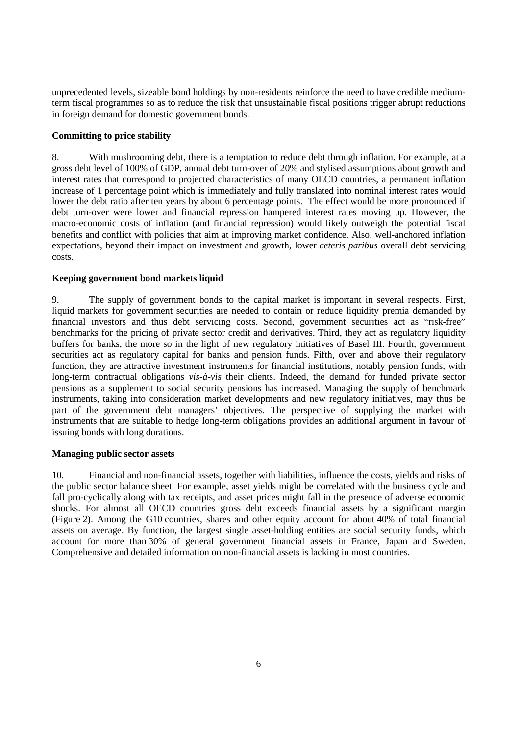unprecedented levels, sizeable bond holdings by non-residents reinforce the need to have credible medium-term fiscal programmes so as to reduce the risk that unsustainable fiscal positions trigger abrupt reductions in foreign demand for domestic government bonds.

**Committing to price stability**

8. With mushrooming debt, there is a temptation to reduce debt through inflation. For example, at a gross debt level of 100% of GDP, annual debt turn-over of 20% and stylised assumptions about growth and interest rates that correspond to projected characteristics of many OECD countries, a permanent inflation increase of 1 percentage point which is immediately and fully translated into nominal interest rates would lower the debt ratio after ten years by about 6 percentage points. The effect would be more pronounced if debt turn-over were lower and financial repression hampered interest rates moving up. However, the macro-economic costs of inflation (and financial repression) would likely outweigh the potential fiscal benefits and conflict with policies that aim at improving market confidence. Also, well-anchored inflation expectations, beyond their impact on investment and growth, lower *ceteris paribus* overall debt servicing costs.

**Keeping government bond markets liquid**

9. The supply of government bonds to the capital market is important in several respects. First, liquid markets for government securities are needed to contain or reduce liquidity premia demanded by financial investors and thus debt servicing costs. Second, government securities act as "risk-free" benchmarks for the pricing of private sector credit and derivatives. Third, they act as regulatory liquidity buffers for banks, the more so in the light of new regulatory initiatives of Basel III. Fourth, government securities act as regulatory capital for banks and pension funds. Fifth, over and above their regulatory function, they are attractive investment instruments for financial institutions, notably pension funds, with long-term contractual obligations *vis-à-vis* their clients. Indeed, the demand for funded private sector pensions as a supplement to social security pensions has increased. Managing the supply of benchmark instruments, taking into consideration market developments and new regulatory initiatives, may thus be part of the government debt managers' objectives. The perspective of supplying the market with instruments that are suitable to hedge long-term obligations provides an additional argument in favour of issuing bonds with long durations.

**Managing public sector assets**

10. Financial and non-financial assets, together with liabilities, influence the costs, yields and risks of the public sector balance sheet. For example, asset yields might be correlated with the business cycle and fall pro-cyclically along with tax receipts, and asset prices might fall in the presence of adverse economic shocks. For almost all OECD countries gross debt exceeds financial assets by a significant margin (Figure 2). Among the G10 countries, shares and other equity account for about 40% of total financial assets on average. By function, the largest single asset-holding entities are social security funds, which account for more than 30% of general government financial assets in France, Japan and Sweden. Comprehensive and detailed information on non-financial assets is lacking in most countries.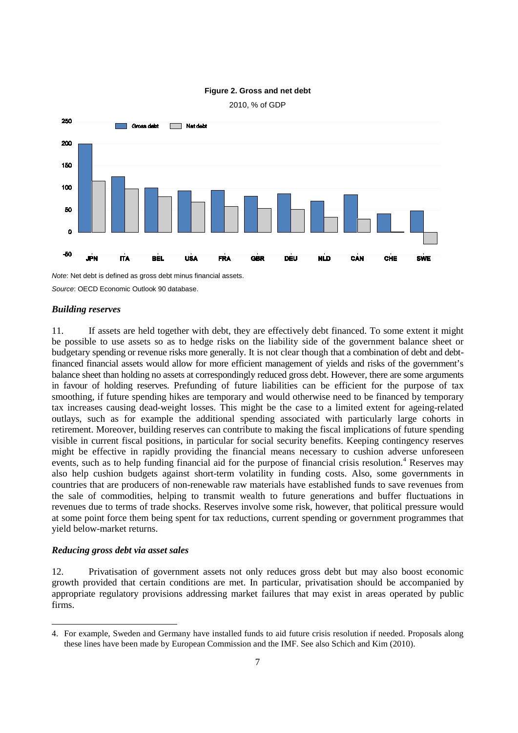**Figure 2. Gross and net debt**

2010, % of GDP

*Note*: Net debt is defined as gross debt minus financial assets.

*Source*: OECD Economic Outlook 90 database.

### *Building reserves*

11. If assets are held together with debt, they are effectively debt financed. To some extent it might be possible to use assets so as to hedge risks on the liability side of the government balance sheet or budgetary spending or revenue risks more generally. It is not clear though that a combination of debt and debt-financed financial assets would allow for more efficient management of yields and risks of the government's balance sheet than holding no assets at correspondingly reduced gross debt. However, there are some arguments in favour of holding reserves. Prefunding of future liabilities can be efficient for the purpose of tax smoothing, if future spending hikes are temporary and would otherwise need to be financed by temporary tax increases causing dead-weight losses. This might be the case to a limited extent for ageing-related outlays, such as for example the additional spending associated with particularly large cohorts in retirement. Moreover, building reserves can contribute to making the fiscal implications of future spending visible in current fiscal positions, in particular for social security benefits. Keeping contingency reserves might be effective in rapidly providing the financial means necessary to cushion adverse unforeseen events, such as to help funding financial aid for the purpose of financial crisis resolution.[4] Reserves may also help cushion budgets against short-term volatility in funding costs. Also, some governments in countries that are producers of non-renewable raw materials have established funds to save revenues from the sale of commodities, helping to transmit wealth to future generations and buffer fluctuations in revenues due to terms of trade shocks. Reserves involve some risk, however, that political pressure would at some point force them being spent for tax reductions, current spending or government programmes that yield below-market returns.

### *Reducing gross debt via asset sales*

12. Privatisation of government assets not only reduces gross debt but may also boost economic growth provided that certain conditions are met. In particular, privatisation should be accompanied by appropriate regulatory provisions addressing market failures that may exist in areas operated by public firms.

4. For example, Sweden and Germany have installed funds to aid future crisis resolution if needed. Proposals along these lines have been made by European Commission and the IMF. See also Schich and Kim (2010).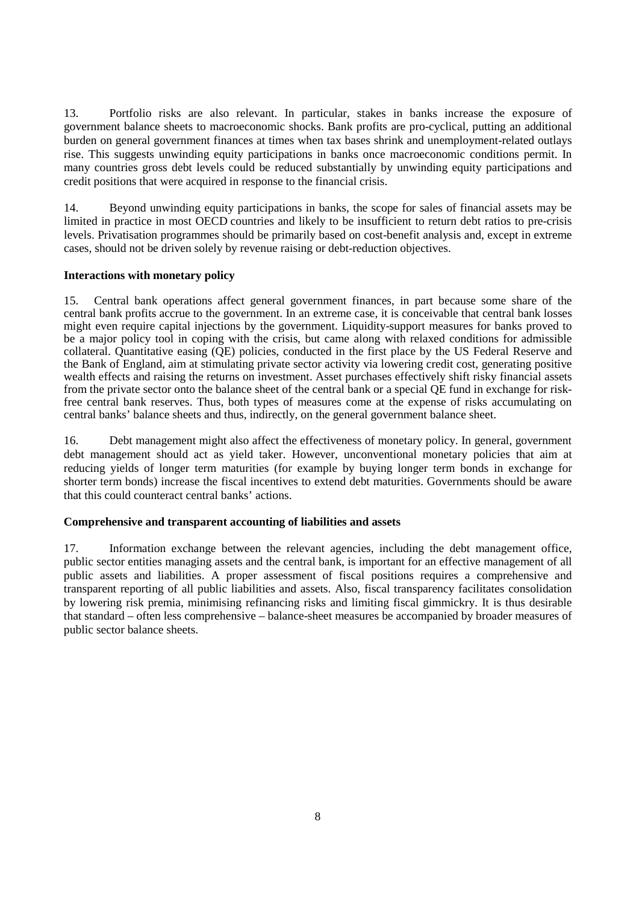13. Portfolio risks are also relevant. In particular, stakes in banks increase the exposure of government balance sheets to macroeconomic shocks. Bank profits are pro-cyclical, putting an additional burden on general government finances at times when tax bases shrink and unemployment-related outlays rise. This suggests unwinding equity participations in banks once macroeconomic conditions permit. In many countries gross debt levels could be reduced substantially by unwinding equity participations and credit positions that were acquired in response to the financial crisis.

14. Beyond unwinding equity participations in banks, the scope for sales of financial assets may be limited in practice in most OECD countries and likely to be insufficient to return debt ratios to pre-crisis levels. Privatisation programmes should be primarily based on cost-benefit analysis and, except in extreme cases, should not be driven solely by revenue raising or debt-reduction objectives.

**Interactions with monetary policy**

15. Central bank operations affect general government finances, in part because some share of the central bank profits accrue to the government. In an extreme case, it is conceivable that central bank losses might even require capital injections by the government. Liquidity-support measures for banks proved to be a major policy tool in coping with the crisis, but came along with relaxed conditions for admissible collateral. Quantitative easing (QE) policies, conducted in the first place by the US Federal Reserve and the Bank of England, aim at stimulating private sector activity via lowering credit cost, generating positive wealth effects and raising the returns on investment. Asset purchases effectively shift risky financial assets from the private sector onto the balance sheet of the central bank or a special QE fund in exchange for risk-free central bank reserves. Thus, both types of measures come at the expense of risks accumulating on central banks' balance sheets and thus, indirectly, on the general government balance sheet.

16. Debt management might also affect the effectiveness of monetary policy. In general, government debt management should act as yield taker. However, unconventional monetary policies that aim at reducing yields of longer term maturities (for example by buying longer term bonds in exchange for shorter term bonds) increase the fiscal incentives to extend debt maturities. Governments should be aware that this could counteract central banks' actions.

**Comprehensive and transparent accounting of liabilities and assets**

17. Information exchange between the relevant agencies, including the debt management office, public sector entities managing assets and the central bank, is important for an effective management of all public assets and liabilities. A proper assessment of fiscal positions requires a comprehensive and transparent reporting of all public liabilities and assets. Also, fiscal transparency facilitates consolidation by lowering risk premia, minimising refinancing risks and limiting fiscal gimmickry. It is thus desirable that standard – often less comprehensive – balance-sheet measures be accompanied by broader measures of public sector balance sheets.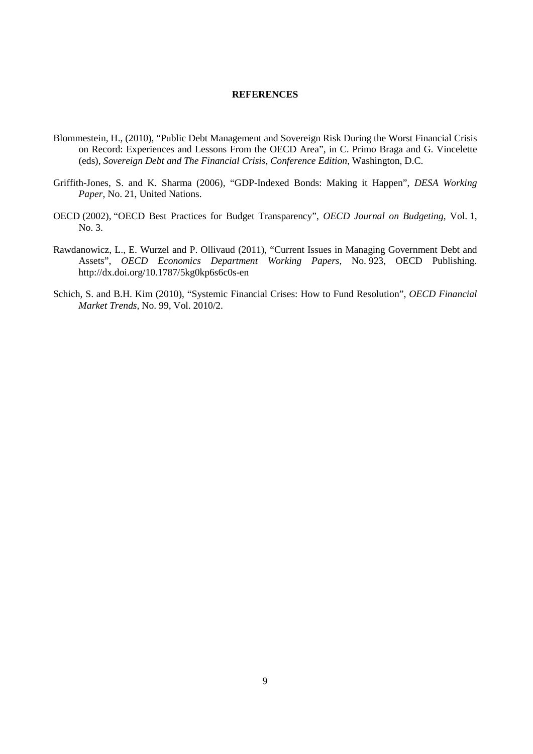## REFERENCES

Blommestein, H., (2010), "Public Debt Management and Sovereign Risk During the Worst Financial Crisis on Record: Experiences and Lessons From the OECD Area", in C. Primo Braga and G. Vincelette (eds), *Sovereign Debt and The Financial Crisis, Conference Edition*, Washington, D.C.

Griffith-Jones, S. and K. Sharma (2006), "GDP-Indexed Bonds: Making it Happen", *DESA Working Paper*, No. 21, United Nations.

OECD (2002), "OECD Best Practices for Budget Transparency", *OECD Journal on Budgeting*, Vol. 1, No. 3.

Rawdanowicz, L., E. Wurzel and P. Ollivaud (2011), "Current Issues in Managing Government Debt and Assets", *OECD Economics Department Working Papers*, No. 923, OECD Publishing. http://dx.doi.org/10.1787/5kg0kp6s6c0s-en

Schich, S. and B.H. Kim (2010), "Systemic Financial Crises: How to Fund Resolution", *OECD Financial Market Trends*, No. 99, Vol. 2010/2.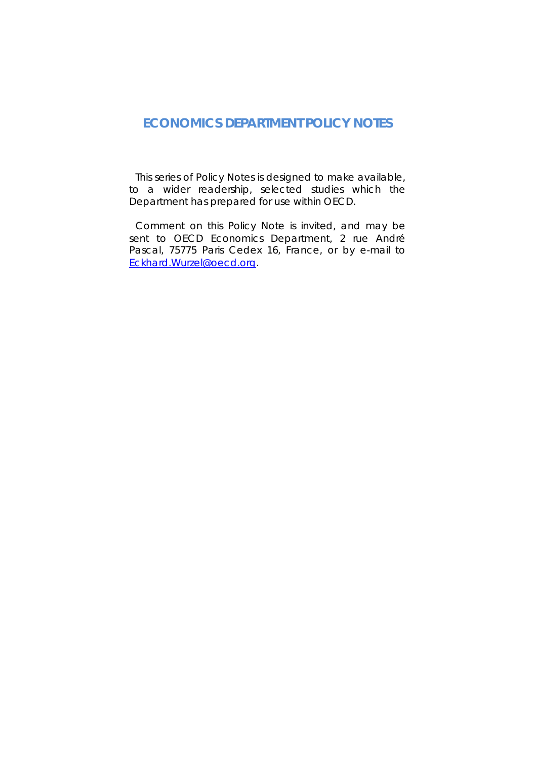## ECONOMICS DEPARTMENT POLICY NOTES

This series of Policy Notes is designed to make available, to a wider readership, selected studies which the Department has prepared for use within OECD.

Comment on this Policy Note is invited, and may be sent to OECD Economics Department, 2 rue André Pascal, 75775 Paris Cedex 16, France, or by e-mail to Eckhard.Wurzel@oecd.org.